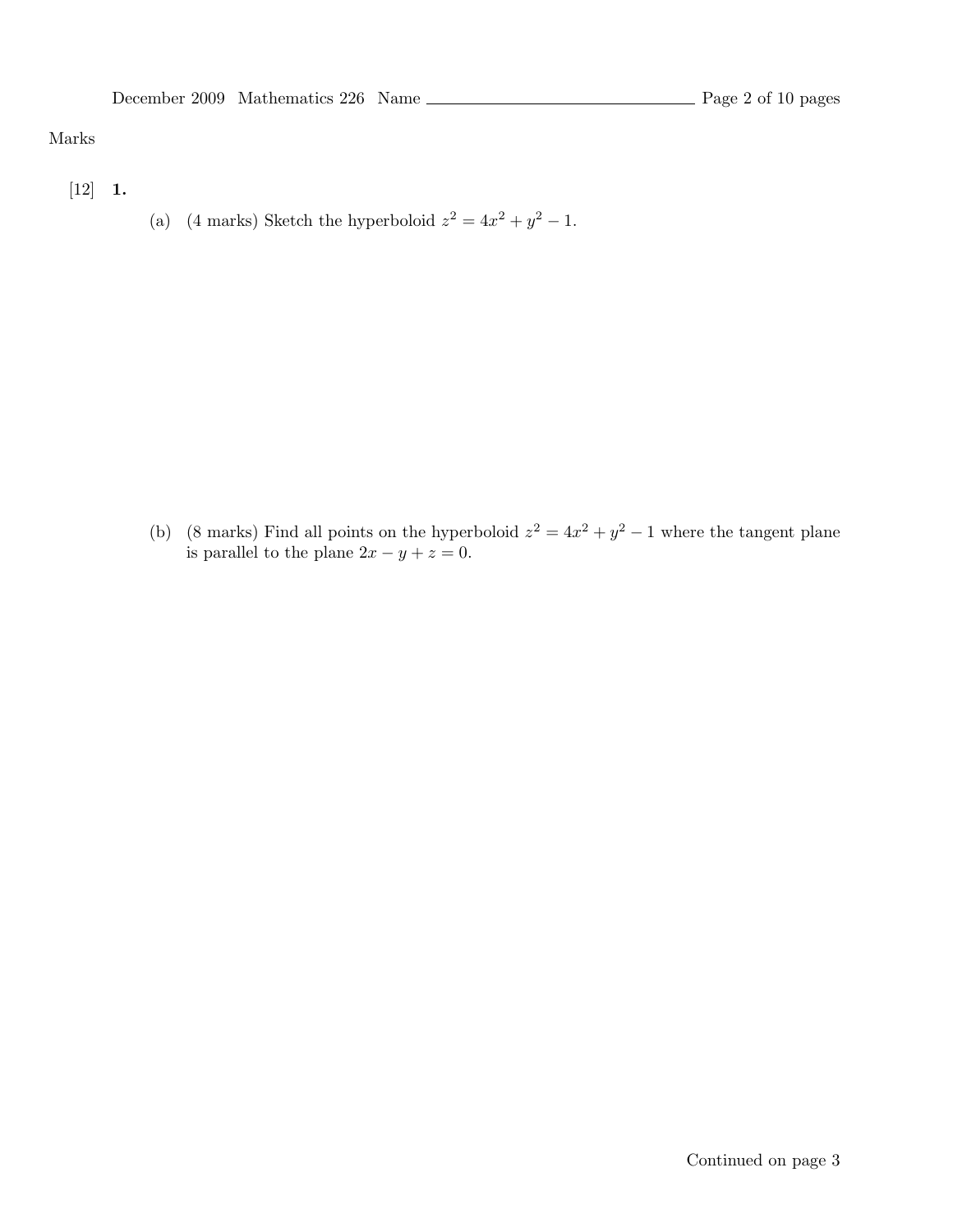Marks

[12] **1.**

(a) (4 marks) Sketch the hyperboloid $z^2 = 4x^2 + y^2 - 1$.

(b) (8 marks) Find all points on the hyperboloid $z^2 = 4x^2 + y^2 - 1$ where the tangent plane is parallel to the plane $2x - y + z = 0$.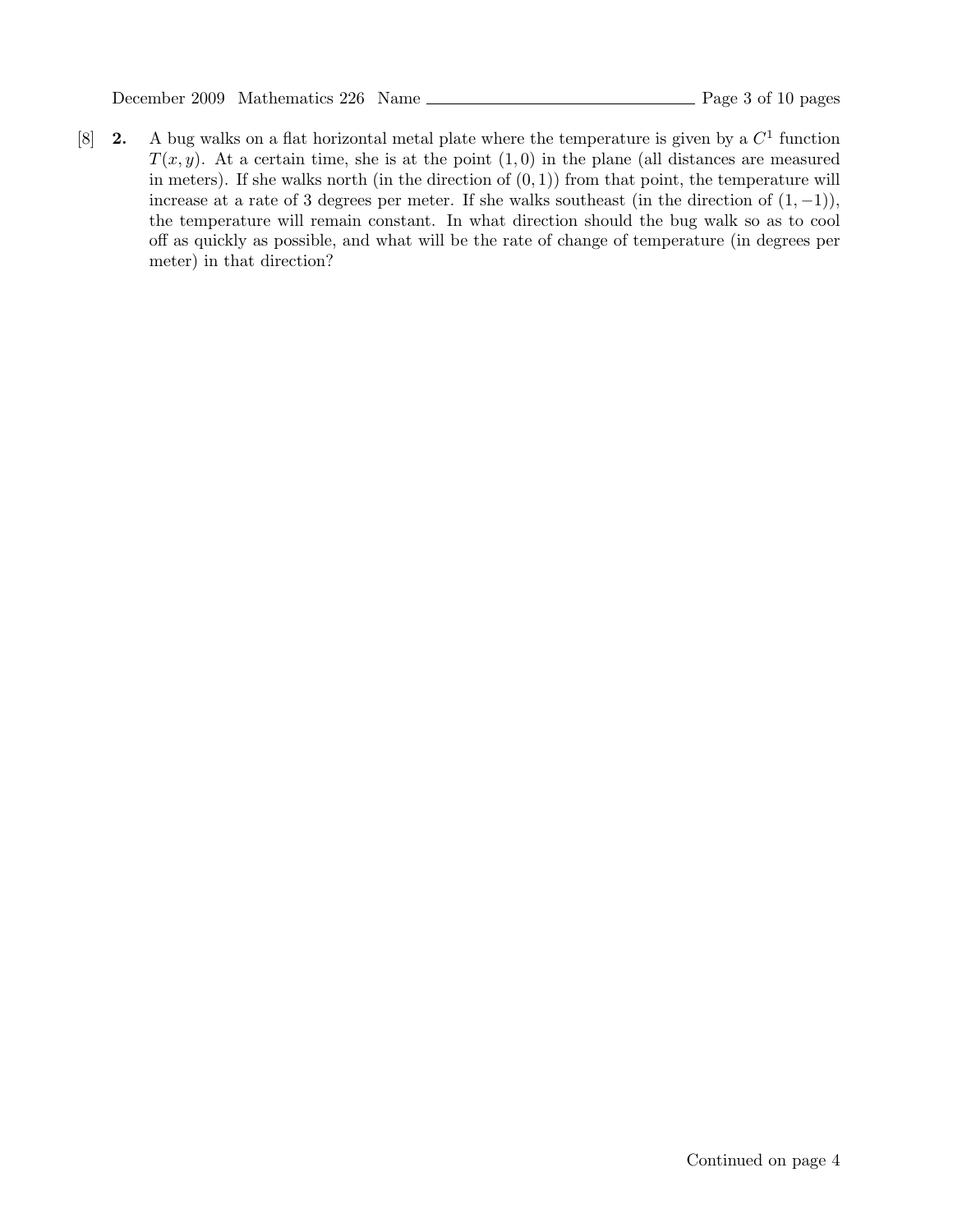[8] **2.** A bug walks on a flat horizontal metal plate where the temperature is given by a $C^1$ function $T(x, y)$. At a certain time, she is at the point $(1, 0)$ in the plane (all distances are measured in meters). If she walks north (in the direction of $(0, 1)$) from that point, the temperature will increase at a rate of 3 degrees per meter. If she walks southeast (in the direction of $(1, -1)$), the temperature will remain constant. In what direction should the bug walk so as to cool off as quickly as possible, and what will be the rate of change of temperature (in degrees per meter) in that direction?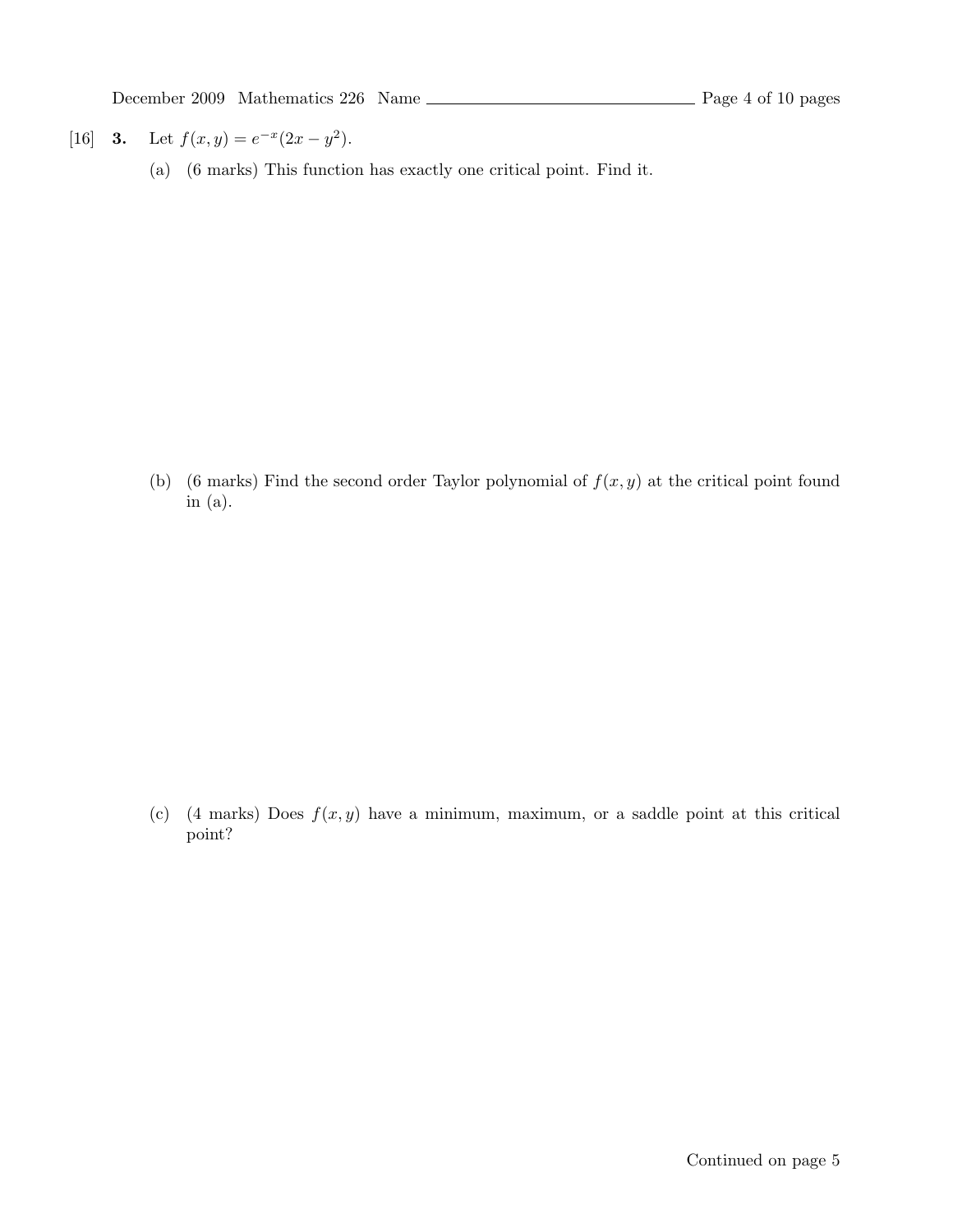[16] **3.** Let $f(x, y) = e^{-x}(2x - y^2)$.

(a) (6 marks) This function has exactly one critical point. Find it.

(b) (6 marks) Find the second order Taylor polynomial of $f(x, y)$ at the critical point found in (a).

(c) (4 marks) Does $f(x, y)$ have a minimum, maximum, or a saddle point at this critical point?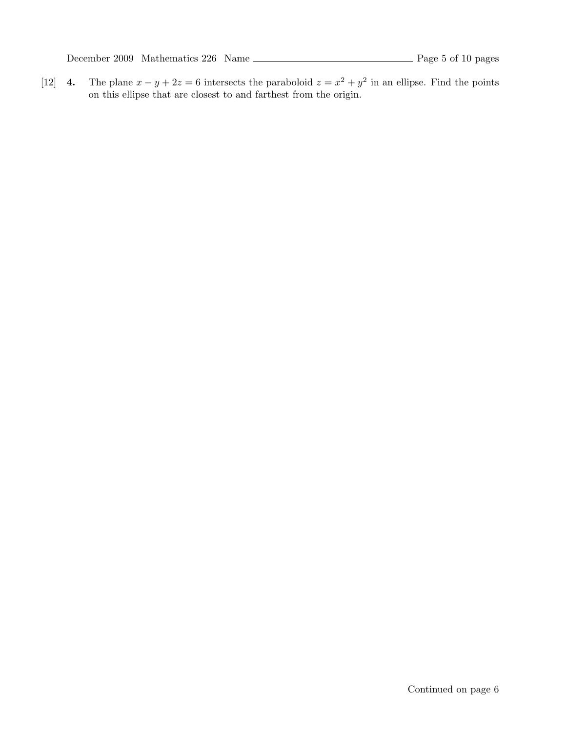[12] **4.** The plane $x - y + 2z = 6$ intersects the paraboloid $z = x^2 + y^2$ in an ellipse. Find the points on this ellipse that are closest to and farthest from the origin.

Continued on page 6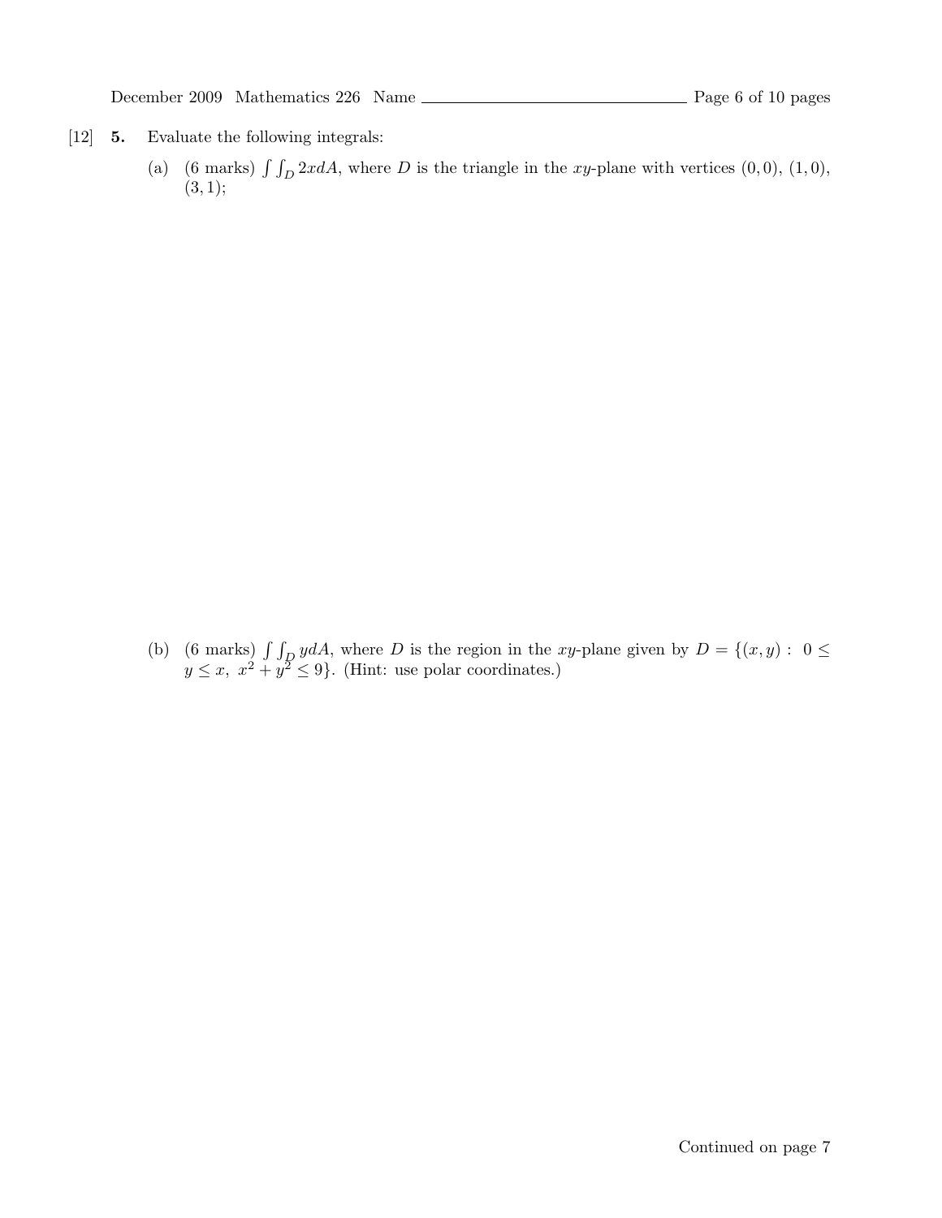[12] **5.** Evaluate the following integrals:

(a) (6 marks) $\int\int_D 2x dA$, where $D$ is the triangle in the $xy$-plane with vertices $(0, 0)$, $(1, 0)$, $(3, 1)$;

(b) (6 marks) $\int\int_D y dA$, where $D$ is the region in the $xy$-plane given by $D = \{(x, y) : 0 \leq y \leq x, \ x^2 + y^2 \leq 9\}$. (Hint: use polar coordinates.)

Continued on page 7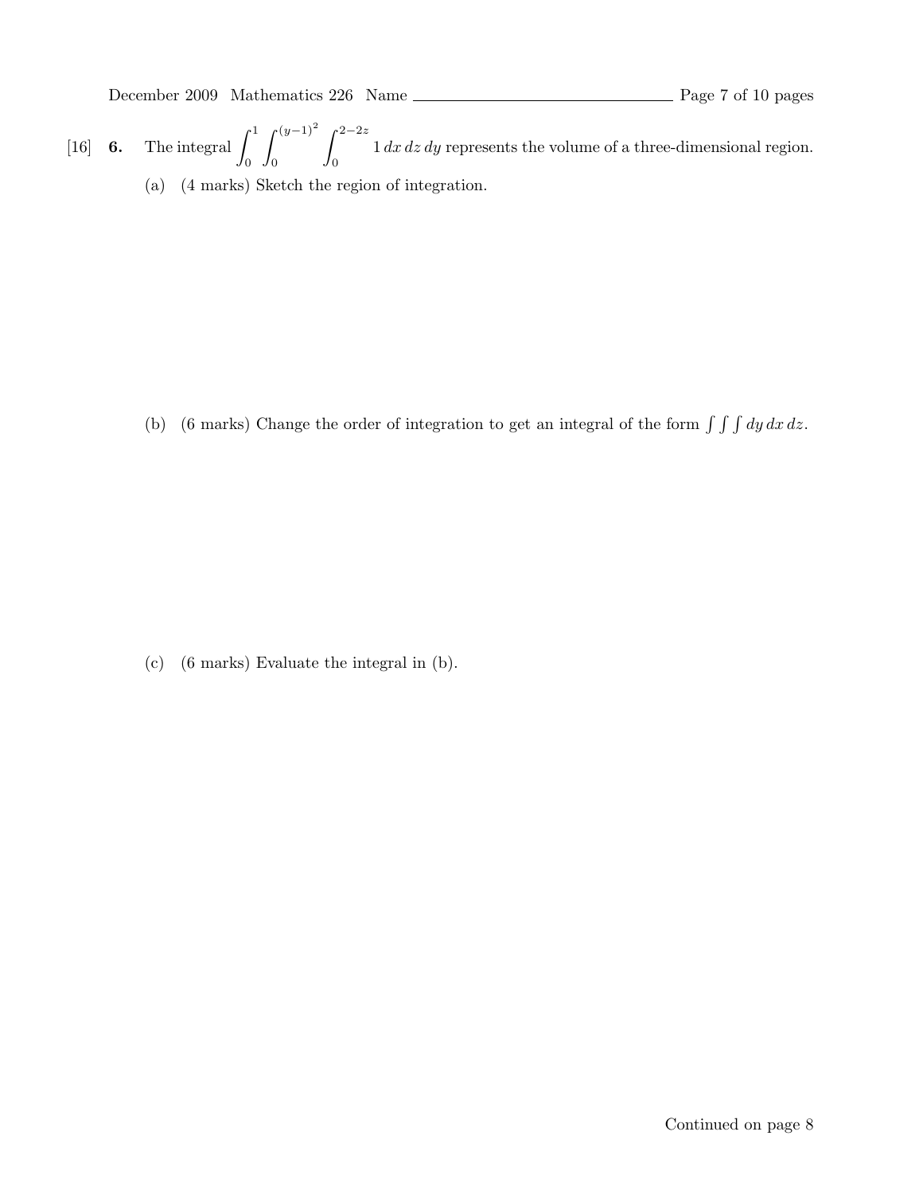[16] **6.** The integral $\int_0^1 \int_0^{(y-1)^2} \int_0^{2-2z} 1 \, dx \, dz \, dy$ represents the volume of a three-dimensional region.

(a) (4 marks) Sketch the region of integration.

(b) (6 marks) Change the order of integration to get an integral of the form $\int\int\int dy \, dx \, dz$.

(c) (6 marks) Evaluate the integral in (b).

Continued on page 8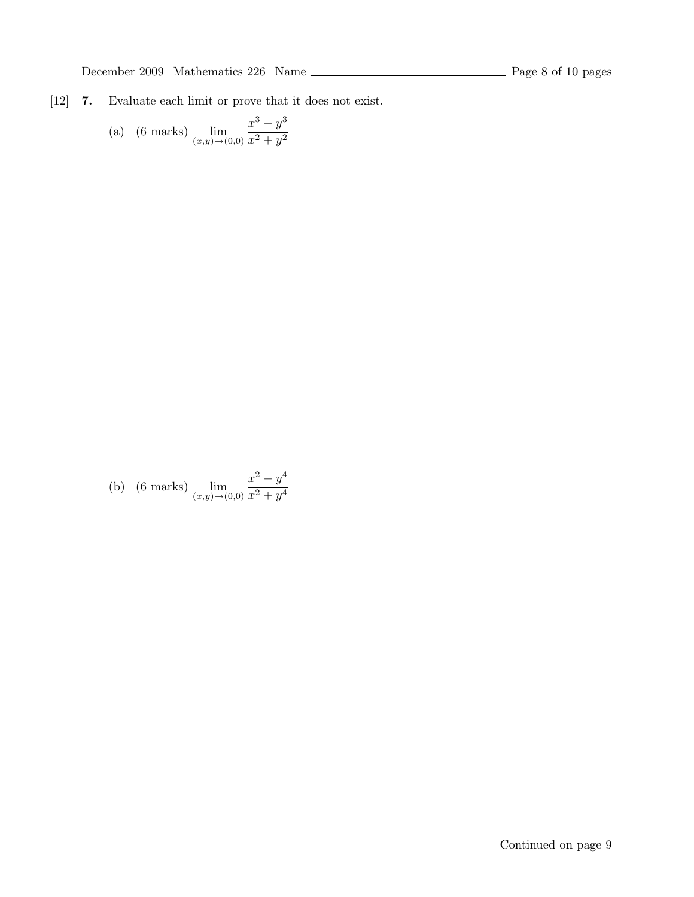[12] **7.** Evaluate each limit or prove that it does not exist.

(a) (6 marks) $\displaystyle \lim_{(x,y)\to(0,0)} \frac{x^3 - y^3}{x^2 + y^2}$

(b) (6 marks) $\displaystyle \lim_{(x,y)\to(0,0)} \frac{x^2 - y^4}{x^2 + y^4}$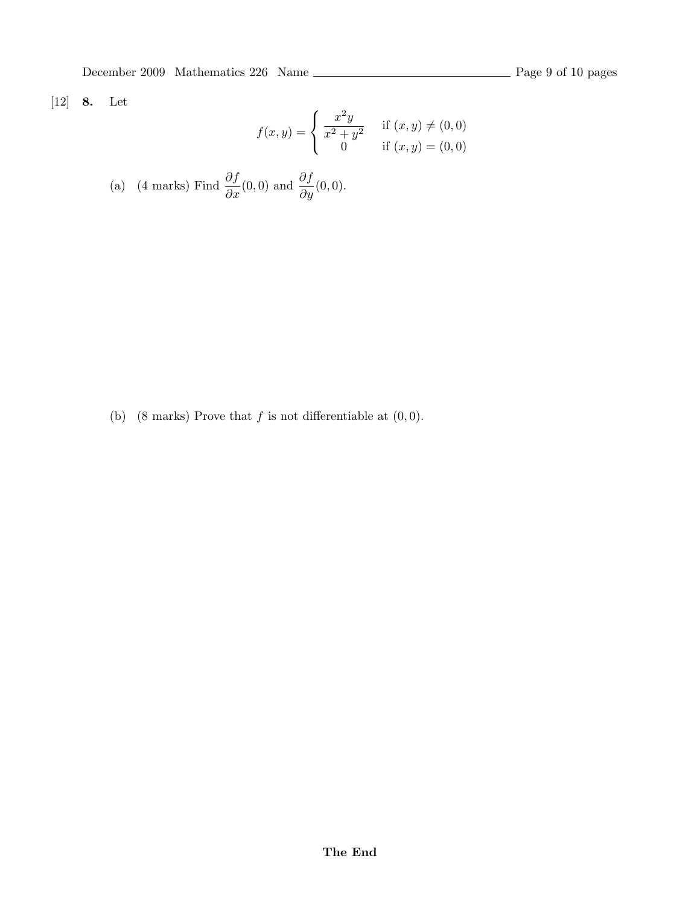[12] **8.** Let

$$f(x,y) = \begin{cases} \dfrac{x^2 y}{x^2 + y^2} & \text{if } (x,y) \neq (0,0) \\ 0 & \text{if } (x,y) = (0,0) \end{cases}$$

(a) (4 marks) Find $\dfrac{\partial f}{\partial x}(0,0)$ and $\dfrac{\partial f}{\partial y}(0,0)$.

(b) (8 marks) Prove that $f$ is not differentiable at $(0,0)$.

**The End**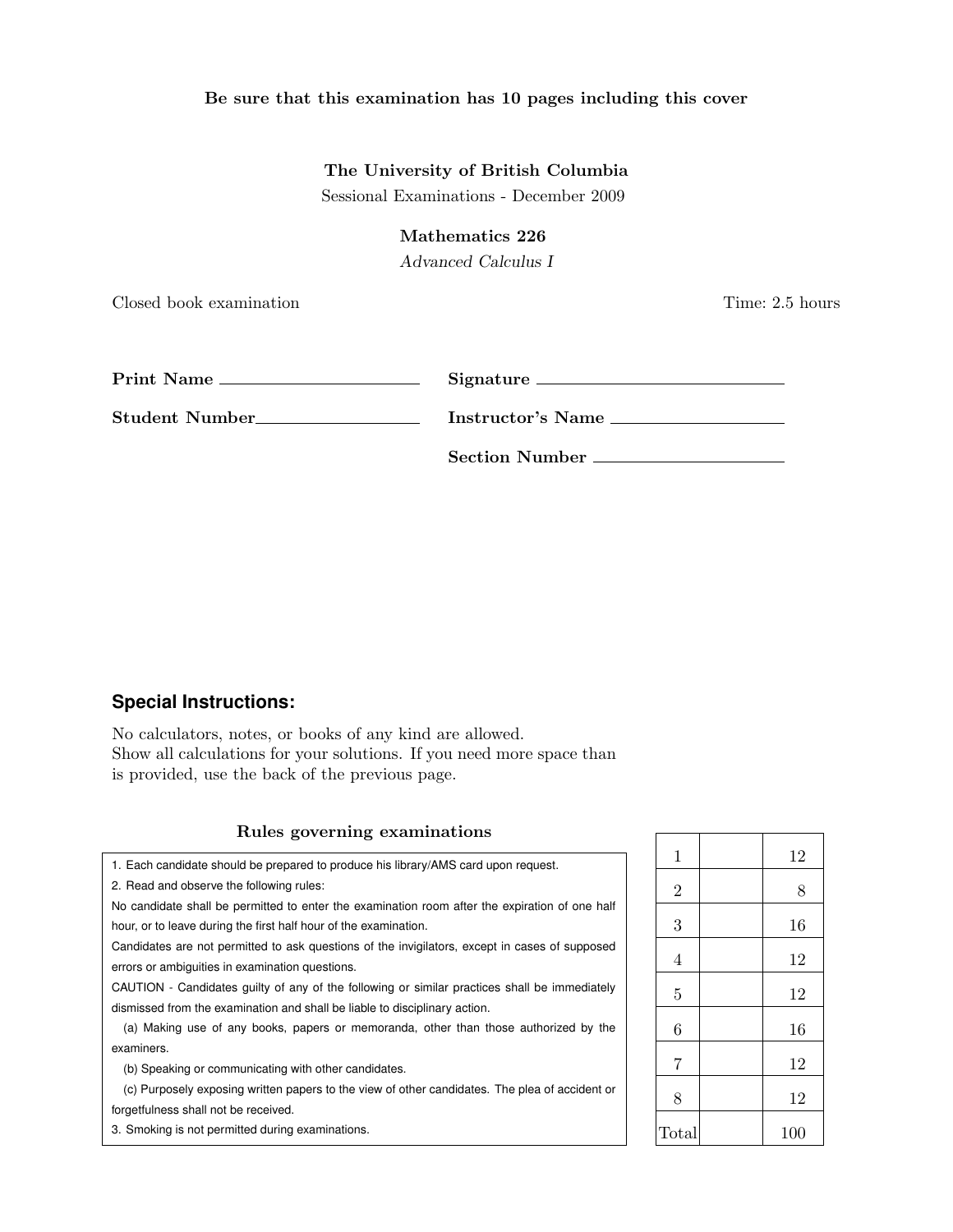**Be sure that this examination has 10 pages including this cover**

**The University of British Columbia**

Sessional Examinations - December 2009

**Mathematics 226**

*Advanced Calculus I*

Closed book examination

Time: 2.5 hours

**Print Name** ____________________

**Signature** ____________________

**Student Number** ____________________

**Instructor's Name** ____________________

**Section Number** ____________________

## Special Instructions:

No calculators, notes, or books of any kind are allowed.
Show all calculations for your solutions. If you need more space than is provided, use the back of the previous page.

### Rules governing examinations

1. Each candidate should be prepared to produce his library/AMS card upon request.
2. Read and observe the following rules:

No candidate shall be permitted to enter the examination room after the expiration of one half hour, or to leave during the first half hour of the examination.

Candidates are not permitted to ask questions of the invigilators, except in cases of supposed errors or ambiguities in examination questions.

CAUTION - Candidates guilty of any of the following or similar practices shall be immediately dismissed from the examination and shall be liable to disciplinary action.

(a) Making use of any books, papers or memoranda, other than those authorized by the examiners.

(b) Speaking or communicating with other candidates.

(c) Purposely exposing written papers to the view of other candidates. The plea of accident or forgetfulness shall not be received.

3. Smoking is not permitted during examinations.

| | | |
|---|---|---|
| 1 | | 12 |
| 2 | | 8 |
| 3 | | 16 |
| 4 | | 12 |
| 5 | | 12 |
| 6 | | 16 |
| 7 | | 12 |
| 8 | | 12 |
| Total | | 100 |